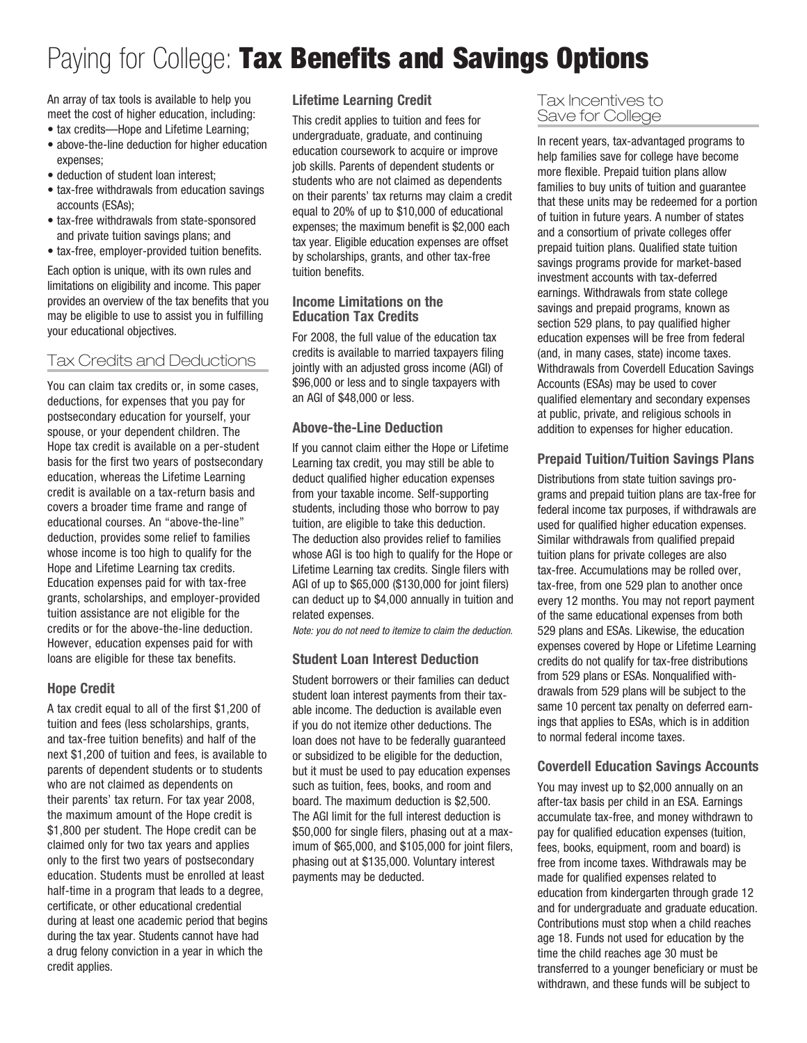# Paying for College: **Tax Benefits and Savings Options**

An array of tax tools is available to help you meet the cost of higher education, including:

- tax credits—Hope and Lifetime Learning;
- above-the-line deduction for higher education expenses;
- deduction of student loan interest;
- tax-free withdrawals from education savings accounts (ESAs);
- tax-free withdrawals from state-sponsored and private tuition savings plans; and
- tax-free, employer-provided tuition benefits.

Each option is unique, with its own rules and limitations on eligibility and income. This paper provides an overview of the tax benefits that you may be eligible to use to assist you in fulfilling your educational objectives.

## Tax Credits and Deductions

You can claim tax credits or, in some cases, deductions, for expenses that you pay for postsecondary education for yourself, your spouse, or your dependent children. The Hope tax credit is available on a per-student basis for the first two years of postsecondary education, whereas the Lifetime Learning credit is available on a tax-return basis and covers a broader time frame and range of educational courses. An "above-the-line" deduction, provides some relief to families whose income is too high to qualify for the Hope and Lifetime Learning tax credits. Education expenses paid for with tax-free grants, scholarships, and employer-provided tuition assistance are not eligible for the credits or for the above-the-line deduction. However, education expenses paid for with loans are eligible for these tax benefits.

### Hope Credit

A tax credit equal to all of the first $1,200 of tuition and fees (less scholarships, grants, and tax-free tuition benefits) and half of the next $1,200 of tuition and fees, is available to parents of dependent students or to students who are not claimed as dependents on their parents' tax return. For tax year 2008, the maximum amount of the Hope credit is $1,800 per student. The Hope credit can be claimed only for two tax years and applies only to the first two years of postsecondary education. Students must be enrolled at least half-time in a program that leads to a degree, certificate, or other educational credential during at least one academic period that begins during the tax year. Students cannot have had a drug felony conviction in a year in which the credit applies.

### Lifetime Learning Credit

This credit applies to tuition and fees for undergraduate, graduate, and continuing education coursework to acquire or improve job skills. Parents of dependent students or students who are not claimed as dependents on their parents' tax returns may claim a credit equal to 20% of up to $10,000 of educational expenses; the maximum benefit is $2,000 each tax year. Eligible education expenses are offset by scholarships, grants, and other tax-free tuition benefits.

### Income Limitations on the Education Tax Credits

For 2008, the full value of the education tax credits is available to married taxpayers filing jointly with an adjusted gross income (AGI) of $96,000 or less and to single taxpayers with an AGI of $48,000 or less.

### Above-the-Line Deduction

If you cannot claim either the Hope or Lifetime Learning tax credit, you may still be able to deduct qualified higher education expenses from your taxable income. Self-supporting students, including those who borrow to pay tuition, are eligible to take this deduction. The deduction also provides relief to families whose AGI is too high to qualify for the Hope or Lifetime Learning tax credits. Single filers with AGI of up to $65,000 ($130,000 for joint filers) can deduct up to $4,000 annually in tuition and related expenses.

*Note: you do not need to itemize to claim the deduction.*

### Student Loan Interest Deduction

Student borrowers or their families can deduct student loan interest payments from their taxable income. The deduction is available even if you do not itemize other deductions. The loan does not have to be federally guaranteed or subsidized to be eligible for the deduction, but it must be used to pay education expenses such as tuition, fees, books, and room and board. The maximum deduction is $2,500. The AGI limit for the full interest deduction is $50,000 for single filers, phasing out at a maximum of $65,000, and $105,000 for joint filers, phasing out at $135,000. Voluntary interest payments may be deducted.

## Tax Incentives to Save for College

In recent years, tax-advantaged programs to help families save for college have become more flexible. Prepaid tuition plans allow families to buy units of tuition and guarantee that these units may be redeemed for a portion of tuition in future years. A number of states and a consortium of private colleges offer prepaid tuition plans. Qualified state tuition savings programs provide for market-based investment accounts with tax-deferred earnings. Withdrawals from state college savings and prepaid programs, known as section 529 plans, to pay qualified higher education expenses will be free from federal (and, in many cases, state) income taxes. Withdrawals from Coverdell Education Savings Accounts (ESAs) may be used to cover qualified elementary and secondary expenses at public, private, and religious schools in addition to expenses for higher education.

### Prepaid Tuition/Tuition Savings Plans

Distributions from state tuition savings programs and prepaid tuition plans are tax-free for federal income tax purposes, if withdrawals are used for qualified higher education expenses. Similar withdrawals from qualified prepaid tuition plans for private colleges are also tax-free. Accumulations may be rolled over, tax-free, from one 529 plan to another once every 12 months. You may not report payment of the same educational expenses from both 529 plans and ESAs. Likewise, the education expenses covered by Hope or Lifetime Learning credits do not qualify for tax-free distributions from 529 plans or ESAs. Nonqualified withdrawals from 529 plans will be subject to the same 10 percent tax penalty on deferred earnings that applies to ESAs, which is in addition to normal federal income taxes.

### Coverdell Education Savings Accounts

You may invest up to $2,000 annually on an after-tax basis per child in an ESA. Earnings accumulate tax-free, and money withdrawn to pay for qualified education expenses (tuition, fees, books, equipment, room and board) is free from income taxes. Withdrawals may be made for qualified expenses related to education from kindergarten through grade 12 and for undergraduate and graduate education. Contributions must stop when a child reaches age 18. Funds not used for education by the time the child reaches age 30 must be transferred to a younger beneficiary or must be withdrawn, and these funds will be subject to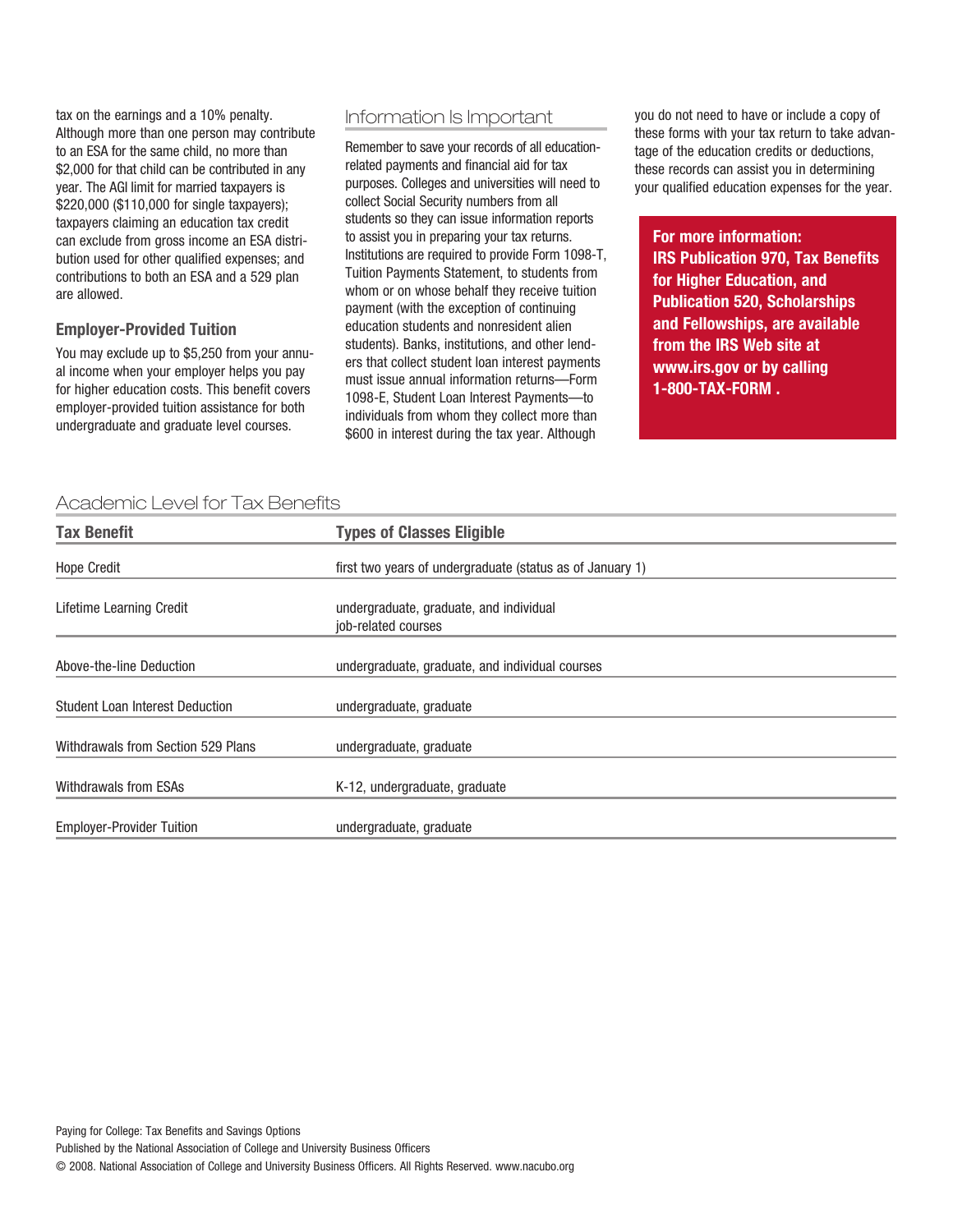tax on the earnings and a 10% penalty. Although more than one person may contribute to an ESA for the same child, no more than $2,000 for that child can be contributed in any year. The AGI limit for married taxpayers is $220,000 ($110,000 for single taxpayers); taxpayers claiming an education tax credit can exclude from gross income an ESA distribution used for other qualified expenses; and contributions to both an ESA and a 529 plan are allowed.

### Employer-Provided Tuition

You may exclude up to $5,250 from your annual income when your employer helps you pay for higher education costs. This benefit covers employer-provided tuition assistance for both undergraduate and graduate level courses.

## Information Is Important

Remember to save your records of all education-related payments and financial aid for tax purposes. Colleges and universities will need to collect Social Security numbers from all students so they can issue information reports to assist you in preparing your tax returns. Institutions are required to provide Form 1098-T, Tuition Payments Statement, to students from whom or on whose behalf they receive tuition payment (with the exception of continuing education students and nonresident alien students). Banks, institutions, and other lenders that collect student loan interest payments must issue annual information returns—Form 1098-E, Student Loan Interest Payments—to individuals from whom they collect more than $600 in interest during the tax year. Although you do not need to have or include a copy of these forms with your tax return to take advantage of the education credits or deductions, these records can assist you in determining your qualified education expenses for the year.

**For more information: IRS Publication 970, Tax Benefits for Higher Education, and Publication 520, Scholarships and Fellowships, are available from the IRS Web site at www.irs.gov or by calling 1-800-TAX-FORM .**

## Academic Level for Tax Benefits

| Tax Benefit | Types of Classes Eligible |
|---|---|
| Hope Credit | first two years of undergraduate (status as of January 1) |
| Lifetime Learning Credit | undergraduate, graduate, and individual job-related courses |
| Above-the-line Deduction | undergraduate, graduate, and individual courses |
| Student Loan Interest Deduction | undergraduate, graduate |
| Withdrawals from Section 529 Plans | undergraduate, graduate |
| Withdrawals from ESAs | K-12, undergraduate, graduate |
| Employer-Provider Tuition | undergraduate, graduate |

Paying for College: Tax Benefits and Savings Options
Published by the National Association of College and University Business Officers
© 2008. National Association of College and University Business Officers. All Rights Reserved. www.nacubo.org